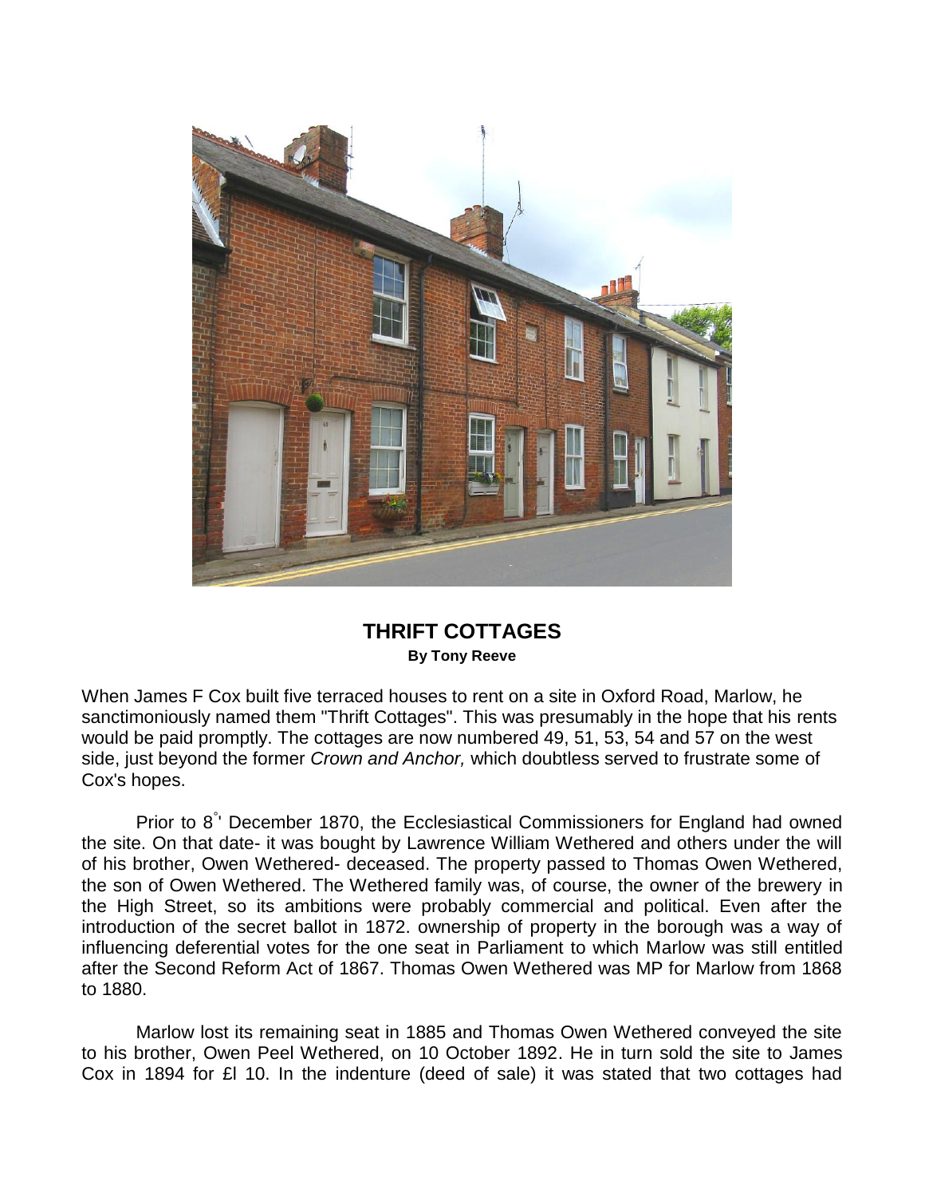# THRIFT COTTAGES

**By Tony Reeve**

When James F Cox built five terraced houses to rent on a site in Oxford Road, Marlow, he sanctimoniously named them "Thrift Cottages". This was presumably in the hope that his rents would be paid promptly. The cottages are now numbered 49, 51, 53, 54 and 57 on the west side, just beyond the former *Crown and Anchor,* which doubtless served to frustrate some of Cox's hopes.

Prior to 8°' December 1870, the Ecclesiastical Commissioners for England had owned the site. On that date- it was bought by Lawrence William Wethered and others under the will of his brother, Owen Wethered- deceased. The property passed to Thomas Owen Wethered, the son of Owen Wethered. The Wethered family was, of course, the owner of the brewery in the High Street, so its ambitions were probably commercial and political. Even after the introduction of the secret ballot in 1872. ownership of property in the borough was a way of influencing deferential votes for the one seat in Parliament to which Marlow was still entitled after the Second Reform Act of 1867. Thomas Owen Wethered was MP for Marlow from 1868 to 1880.

Marlow lost its remaining seat in 1885 and Thomas Owen Wethered conveyed the site to his brother, Owen Peel Wethered, on 10 October 1892. He in turn sold the site to James Cox in 1894 for £l 10. In the indenture (deed of sale) it was stated that two cottages had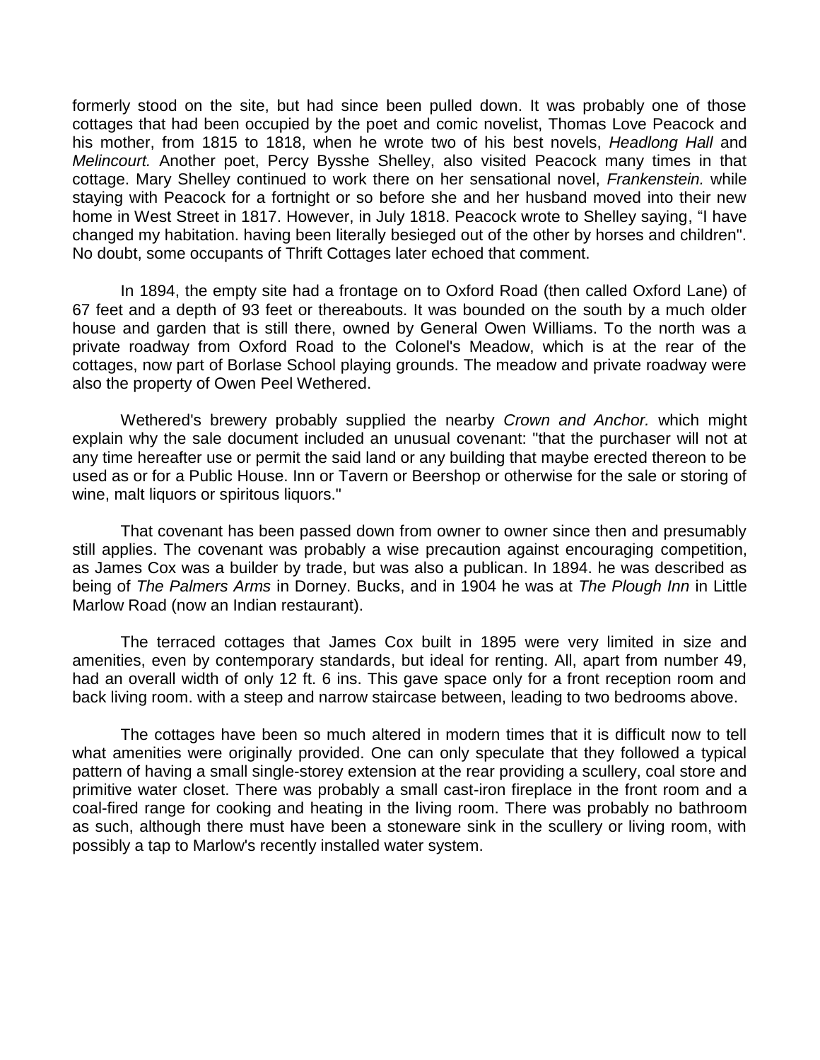formerly stood on the site, but had since been pulled down. It was probably one of those cottages that had been occupied by the poet and comic novelist, Thomas Love Peacock and his mother, from 1815 to 1818, when he wrote two of his best novels, *Headlong Hall* and *Melincourt.* Another poet, Percy Bysshe Shelley, also visited Peacock many times in that cottage. Mary Shelley continued to work there on her sensational novel, *Frankenstein.* while staying with Peacock for a fortnight or so before she and her husband moved into their new home in West Street in 1817. However, in July 1818. Peacock wrote to Shelley saying, "I have changed my habitation. having been literally besieged out of the other by horses and children". No doubt, some occupants of Thrift Cottages later echoed that comment.

In 1894, the empty site had a frontage on to Oxford Road (then called Oxford Lane) of 67 feet and a depth of 93 feet or thereabouts. It was bounded on the south by a much older house and garden that is still there, owned by General Owen Williams. To the north was a private roadway from Oxford Road to the Colonel's Meadow, which is at the rear of the cottages, now part of Borlase School playing grounds. The meadow and private roadway were also the property of Owen Peel Wethered.

Wethered's brewery probably supplied the nearby *Crown and Anchor.* which might explain why the sale document included an unusual covenant: "that the purchaser will not at any time hereafter use or permit the said land or any building that maybe erected thereon to be used as or for a Public House. Inn or Tavern or Beershop or otherwise for the sale or storing of wine, malt liquors or spiritous liquors."

That covenant has been passed down from owner to owner since then and presumably still applies. The covenant was probably a wise precaution against encouraging competition, as James Cox was a builder by trade, but was also a publican. In 1894. he was described as being of *The Palmers Arms* in Dorney. Bucks, and in 1904 he was at *The Plough Inn* in Little Marlow Road (now an Indian restaurant).

The terraced cottages that James Cox built in 1895 were very limited in size and amenities, even by contemporary standards, but ideal for renting. All, apart from number 49, had an overall width of only 12 ft. 6 ins. This gave space only for a front reception room and back living room. with a steep and narrow staircase between, leading to two bedrooms above.

The cottages have been so much altered in modern times that it is difficult now to tell what amenities were originally provided. One can only speculate that they followed a typical pattern of having a small single-storey extension at the rear providing a scullery, coal store and primitive water closet. There was probably a small cast-iron fireplace in the front room and a coal-fired range for cooking and heating in the living room. There was probably no bathroom as such, although there must have been a stoneware sink in the scullery or living room, with possibly a tap to Marlow's recently installed water system.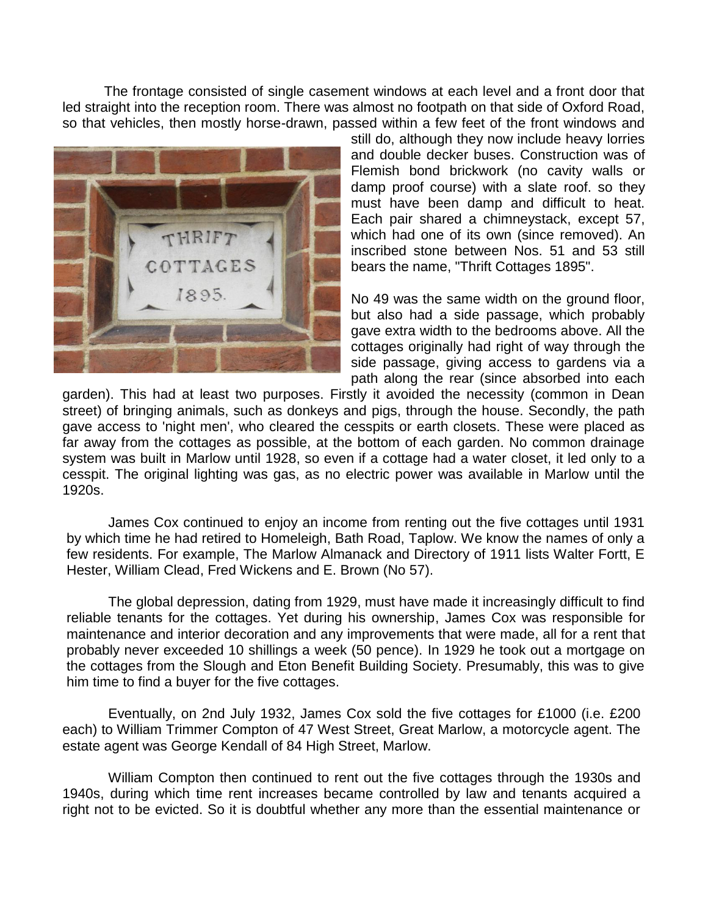The frontage consisted of single casement windows at each level and a front door that led straight into the reception room. There was almost no footpath on that side of Oxford Road, so that vehicles, then mostly horse-drawn, passed within a few feet of the front windows and still do, although they now include heavy lorries and double decker buses. Construction was of Flemish bond brickwork (no cavity walls or damp proof course) with a slate roof. so they must have been damp and difficult to heat. Each pair shared a chimneystack, except 57, which had one of its own (since removed). An inscribed stone between Nos. 51 and 53 still bears the name, "Thrift Cottages 1895".

No 49 was the same width on the ground floor, but also had a side passage, which probably gave extra width to the bedrooms above. All the cottages originally had right of way through the side passage, giving access to gardens via a path along the rear (since absorbed into each garden). This had at least two purposes. Firstly it avoided the necessity (common in Dean street) of bringing animals, such as donkeys and pigs, through the house. Secondly, the path gave access to 'night men', who cleared the cesspits or earth closets. These were placed as far away from the cottages as possible, at the bottom of each garden. No common drainage system was built in Marlow until 1928, so even if a cottage had a water closet, it led only to a cesspit. The original lighting was gas, as no electric power was available in Marlow until the 1920s.

James Cox continued to enjoy an income from renting out the five cottages until 1931 by which time he had retired to Homeleigh, Bath Road, Taplow. We know the names of only a few residents. For example, The Marlow Almanack and Directory of 1911 lists Walter Fortt, E Hester, William Clead, Fred Wickens and E. Brown (No 57).

The global depression, dating from 1929, must have made it increasingly difficult to find reliable tenants for the cottages. Yet during his ownership, James Cox was responsible for maintenance and interior decoration and any improvements that were made, all for a rent that probably never exceeded 10 shillings a week (50 pence). In 1929 he took out a mortgage on the cottages from the Slough and Eton Benefit Building Society. Presumably, this was to give him time to find a buyer for the five cottages.

Eventually, on 2nd July 1932, James Cox sold the five cottages for £1000 (i.e. £200 each) to William Trimmer Compton of 47 West Street, Great Marlow, a motorcycle agent. The estate agent was George Kendall of 84 High Street, Marlow.

William Compton then continued to rent out the five cottages through the 1930s and 1940s, during which time rent increases became controlled by law and tenants acquired a right not to be evicted. So it is doubtful whether any more than the essential maintenance or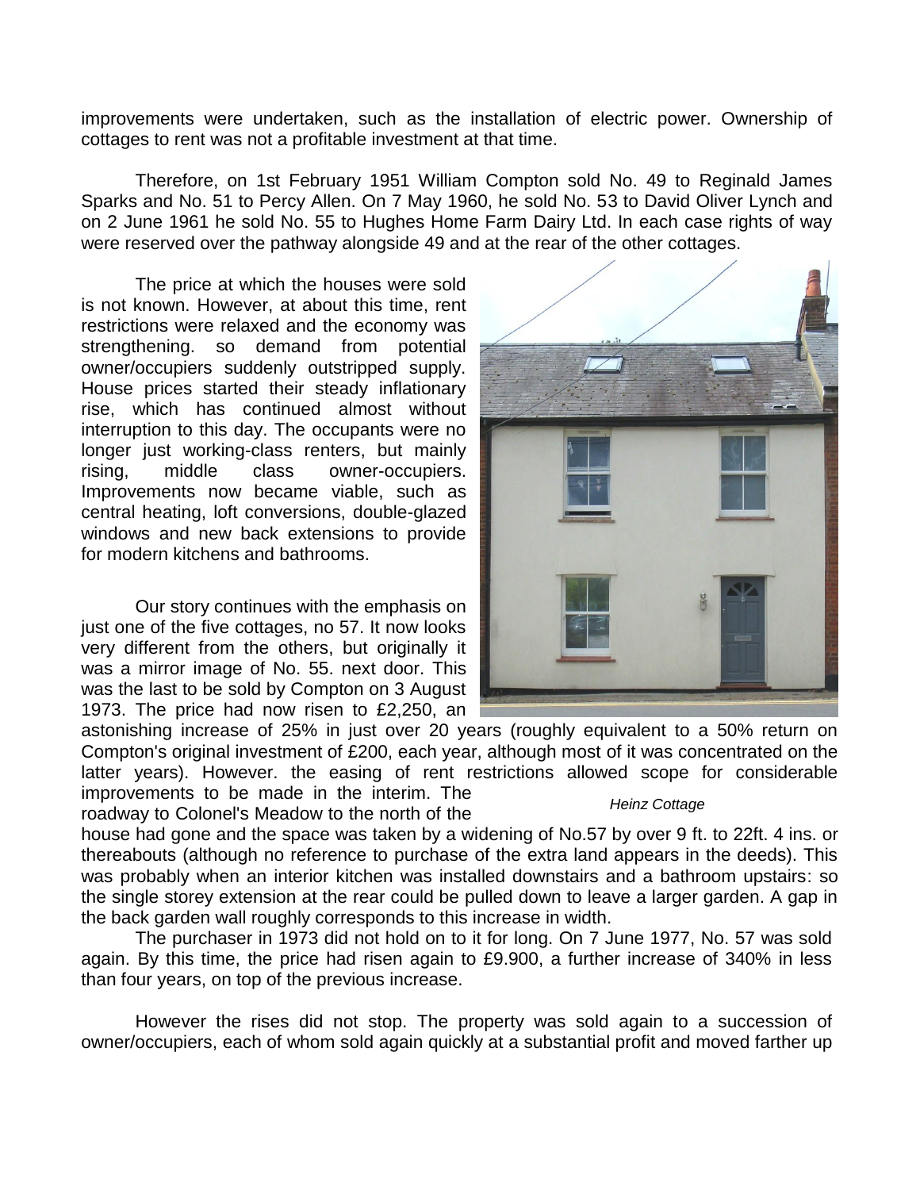improvements were undertaken, such as the installation of electric power. Ownership of cottages to rent was not a profitable investment at that time.

Therefore, on 1st February 1951 William Compton sold No. 49 to Reginald James Sparks and No. 51 to Percy Allen. On 7 May 1960, he sold No. 53 to David Oliver Lynch and on 2 June 1961 he sold No. 55 to Hughes Home Farm Dairy Ltd. In each case rights of way were reserved over the pathway alongside 49 and at the rear of the other cottages.

The price at which the houses were sold is not known. However, at about this time, rent restrictions were relaxed and the economy was strengthening. so demand from potential owner/occupiers suddenly outstripped supply. House prices started their steady inflationary rise, which has continued almost without interruption to this day. The occupants were no longer just working-class renters, but mainly rising, middle class owner-occupiers. Improvements now became viable, such as central heating, loft conversions, double-glazed windows and new back extensions to provide for modern kitchens and bathrooms.

Our story continues with the emphasis on just one of the five cottages, no 57. It now looks very different from the others, but originally it was a mirror image of No. 55. next door. This was the last to be sold by Compton on 3 August 1973. The price had now risen to £2,250, an astonishing increase of 25% in just over 20 years (roughly equivalent to a 50% return on Compton's original investment of £200, each year, although most of it was concentrated on the latter years). However. the easing of rent restrictions allowed scope for considerable improvements to be made in the interim. The roadway to Colonel's Meadow to the north of the house had gone and the space was taken by a widening of No.57 by over 9 ft. to 22ft. 4 ins. or thereabouts (although no reference to purchase of the extra land appears in the deeds). This was probably when an interior kitchen was installed downstairs and a bathroom upstairs: so the single storey extension at the rear could be pulled down to leave a larger garden. A gap in the back garden wall roughly corresponds to this increase in width.

*Heinz Cottage*

The purchaser in 1973 did not hold on to it for long. On 7 June 1977, No. 57 was sold again. By this time, the price had risen again to £9.900, a further increase of 340% in less than four years, on top of the previous increase.

However the rises did not stop. The property was sold again to a succession of owner/occupiers, each of whom sold again quickly at a substantial profit and moved farther up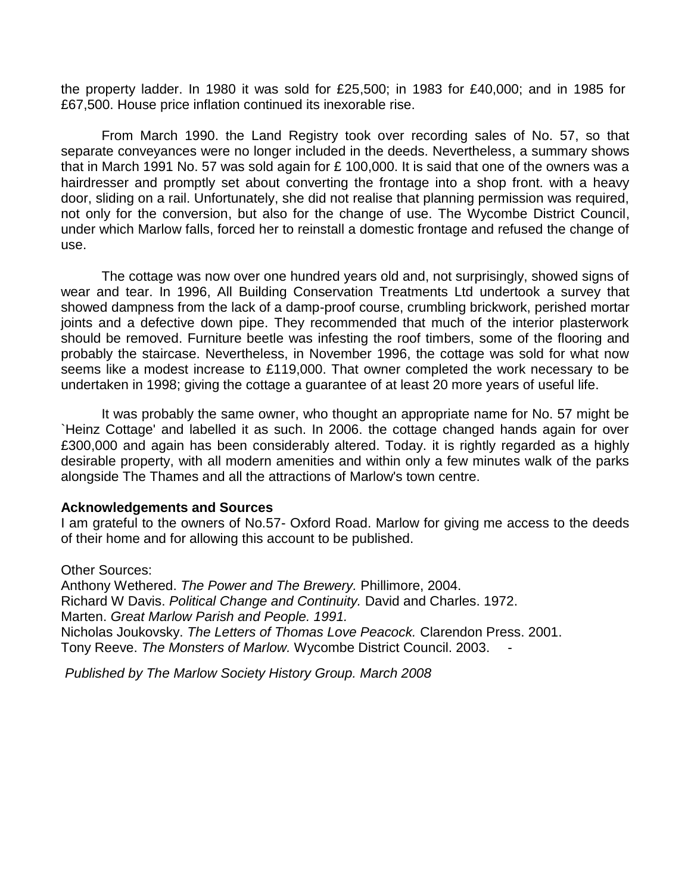the property ladder. In 1980 it was sold for £25,500; in 1983 for £40,000; and in 1985 for £67,500. House price inflation continued its inexorable rise.

From March 1990. the Land Registry took over recording sales of No. 57, so that separate conveyances were no longer included in the deeds. Nevertheless, a summary shows that in March 1991 No. 57 was sold again for £ 100,000. It is said that one of the owners was a hairdresser and promptly set about converting the frontage into a shop front. with a heavy door, sliding on a rail. Unfortunately, she did not realise that planning permission was required, not only for the conversion, but also for the change of use. The Wycombe District Council, under which Marlow falls, forced her to reinstall a domestic frontage and refused the change of use.

The cottage was now over one hundred years old and, not surprisingly, showed signs of wear and tear. In 1996, All Building Conservation Treatments Ltd undertook a survey that showed dampness from the lack of a damp-proof course, crumbling brickwork, perished mortar joints and a defective down pipe. They recommended that much of the interior plasterwork should be removed. Furniture beetle was infesting the roof timbers, some of the flooring and probably the staircase. Nevertheless, in November 1996, the cottage was sold for what now seems like a modest increase to £119,000. That owner completed the work necessary to be undertaken in 1998; giving the cottage a guarantee of at least 20 more years of useful life.

It was probably the same owner, who thought an appropriate name for No. 57 might be `Heinz Cottage' and labelled it as such. In 2006. the cottage changed hands again for over £300,000 and again has been considerably altered. Today. it is rightly regarded as a highly desirable property, with all modern amenities and within only a few minutes walk of the parks alongside The Thames and all the attractions of Marlow's town centre.

**Acknowledgements and Sources**

I am grateful to the owners of No.57- Oxford Road. Marlow for giving me access to the deeds of their home and for allowing this account to be published.

Other Sources:
Anthony Wethered. *The Power and The Brewery.* Phillimore, 2004.
Richard W Davis. *Political Change and Continuity.* David and Charles. 1972.
Marten. *Great Marlow Parish and People. 1991.*
Nicholas Joukovsky. *The Letters of Thomas Love Peacock.* Clarendon Press. 2001.
Tony Reeve. *The Monsters of Marlow.* Wycombe District Council. 2003. -

*Published by The Marlow Society History Group. March 2008*